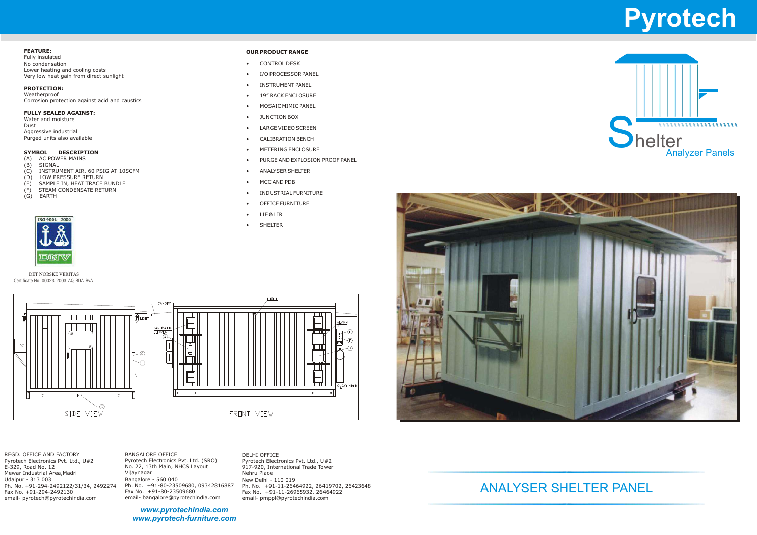# Pyrotech

**FEATURE:**
Fully insulated
No condensation
Lower heating and cooling costs
Very low heat gain from direct sunlight

**PROTECTION:**
Weatherproof
Corrosion protection against acid and caustics

**FULLY SEALED AGAINST:**
Water and moisture
Dust
Aggressive industrial
Purged units also available

| SYMBOL | DESCRIPTION |
|---|---|
| (A) | AC POWER MAINS |
| (B) | SIGNAL |
| (C) | INSTRUMENT AIR, 60 PSIG AT 10SCFM |
| (D) | LOW PRESSURE RETURN |
| (E) | SAMPLE IN, HEAT TRACE BUNDLE |
| (F) | STEAM CONDENSATE RETURN |
| (G) | EARTH |

ISO 9001 : 2000
DNV

DET NORSKE VERITAS
Certificate No. 00023-2003-AQ-BDA-RvA

**OUR PRODUCT RANGE**

- CONTROL DESK
- I/O PROCESSOR PANEL
- INSTRUMENT PANEL
- 19" RACK ENCLOSURE
- MOSAIC MIMIC PANEL
- JUNCTION BOX
- LARGE VIDEO SCREEN
- CALIBRATION BENCH
- METERING ENCLOSURE
- PURGE AND EXPLOSION PROOF PANEL
- ANALYSER SHELTER
- MCC AND PDB
- INDUSTRIAL FURNITURE
- OFFICE FURNITURE
- LIE & LIR
- SHELTER

## Shelter
Analyzer Panels

SIDE VIEW FRONT VIEW

REGD. OFFICE AND FACTORY
Pyrotech Electronics Pvt. Ltd., U#2
E-329, Road No. 12
Mewar Industrial Area, Madri
Udaipur - 313 003
Ph. No. +91-294-2492122/31/34, 2492274
Fax No. +91-294-2492130
email- pyrotech@pyrotechindia.com

BANGALORE OFFICE
Pyrotech Electronics Pvt. Ltd. (SRO)
No. 22, 13th Main, NHCS Layout
Vijaynagar
Bangalore - 560 040
Ph. No. +91-80-23509680, 09342816887
Fax No. +91-80-23509680
email- bangalore@pyrotechindia.com

DELHI OFFICE
Pyrotech Electronics Pvt. Ltd., U#2
917-920, International Trade Tower
Nehru Place
New Delhi - 110 019
Ph. No. +91-11-26464922, 26419702, 26423648
Fax No. +91-11-26965932, 26464922
email- pmppl@pyrotechindia.com

*www.pyrotechindia.com*
*www.pyrotech-furniture.com*

## ANALYSER SHELTER PANEL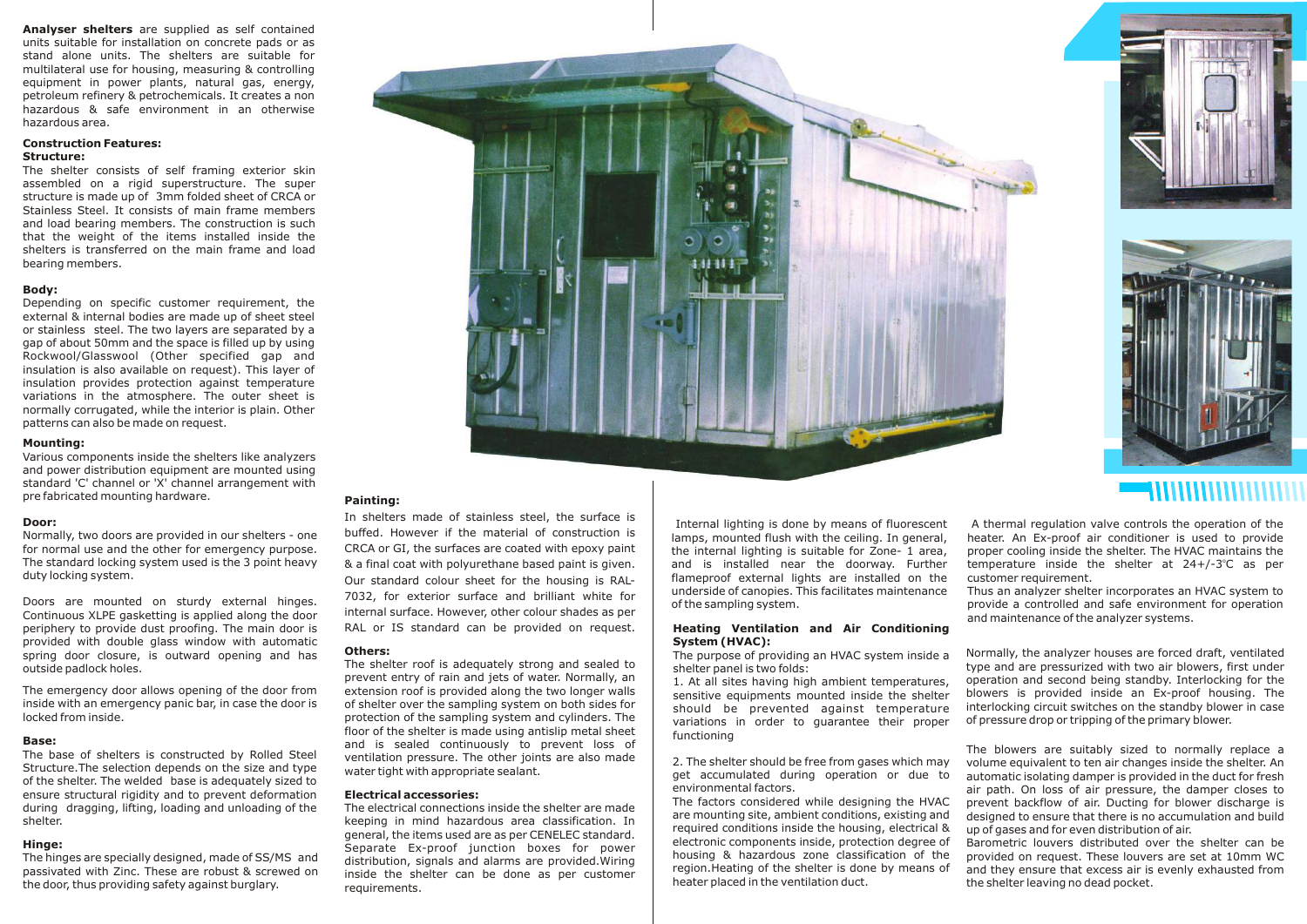**Analyser shelters** are supplied as self contained units suitable for installation on concrete pads or as stand alone units. The shelters are suitable for multilateral use for housing, measuring & controlling equipment in power plants, natural gas, energy, petroleum refinery & petrochemicals. It creates a non hazardous & safe environment in an otherwise hazardous area.

### Construction Features:

#### Structure:

The shelter consists of self framing exterior skin assembled on a rigid superstructure. The super structure is made up of 3mm folded sheet of CRCA or Stainless Steel. It consists of main frame members and load bearing members. The construction is such that the weight of the items installed inside the shelters is transferred on the main frame and load bearing members.

#### Body:

Depending on specific customer requirement, the external & internal bodies are made up of sheet steel or stainless steel. The two layers are separated by a gap of about 50mm and the space is filled up by using Rockwool/Glasswool (Other specified gap and insulation is also available on request). This layer of insulation provides protection against temperature variations in the atmosphere. The outer sheet is normally corrugated, while the interior is plain. Other patterns can also be made on request.

#### Mounting:

Various components inside the shelters like analyzers and power distribution equipment are mounted using standard 'C' channel or 'X' channel arrangement with pre fabricated mounting hardware.

#### Door:

Normally, two doors are provided in our shelters - one for normal use and the other for emergency purpose. The standard locking system used is the 3 point heavy duty locking system.

Doors are mounted on sturdy external hinges. Continuous XLPE gasketting is applied along the door periphery to provide dust proofing. The main door is provided with double glass window with automatic spring door closure, is outward opening and has outside padlock holes.

The emergency door allows opening of the door from inside with an emergency panic bar, in case the door is locked from inside.

#### Base:

The base of shelters is constructed by Rolled Steel Structure.The selection depends on the size and type of the shelter. The welded base is adequately sized to ensure structural rigidity and to prevent deformation during dragging, lifting, loading and unloading of the shelter.

#### Hinge:

The hinges are specially designed, made of SS/MS and passivated with Zinc. These are robust & screwed on the door, thus providing safety against burglary.

#### Painting:

In shelters made of stainless steel, the surface is buffed. However if the material of construction is CRCA or GI, the surfaces are coated with epoxy paint & a final coat with polyurethane based paint is given. Our standard colour sheet for the housing is RAL-7032, for exterior surface and brilliant white for internal surface. However, other colour shades as per RAL or IS standard can be provided on request.

#### Others:

The shelter roof is adequately strong and sealed to prevent entry of rain and jets of water. Normally, an extension roof is provided along the two longer walls of shelter over the sampling system on both sides for protection of the sampling system and cylinders. The floor of the shelter is made using antislip metal sheet and is sealed continuously to prevent loss of ventilation pressure. The other joints are also made water tight with appropriate sealant.

#### Electrical accessories:

The electrical connections inside the shelter are made keeping in mind hazardous area classification. In general, the items used are as per CENELEC standard. Separate Ex-proof junction boxes for power distribution, signals and alarms are provided.Wiring inside the shelter can be done as per customer requirements.

Internal lighting is done by means of fluorescent lamps, mounted flush with the ceiling. In general, the internal lighting is suitable for Zone- 1 area, and is installed near the doorway. Further flameproof external lights are installed on the underside of canopies. This facilitates maintenance of the sampling system.

#### Heating Ventilation and Air Conditioning System (HVAC):

The purpose of providing an HVAC system inside a shelter panel is two folds:

1. At all sites having high ambient temperatures, sensitive equipments mounted inside the shelter should be prevented against temperature variations in order to guarantee their proper functioning

2. The shelter should be free from gases which may get accumulated during operation or due to environmental factors.

The factors considered while designing the HVAC are mounting site, ambient conditions, existing and required conditions inside the housing, electrical & electronic components inside, protection degree of housing & hazardous zone classification of the region.Heating of the shelter is done by means of heater placed in the ventilation duct.

A thermal regulation valve controls the operation of the heater. An Ex-proof air conditioner is used to provide proper cooling inside the shelter. The HVAC maintains the temperature inside the shelter at 24+/-3°C as per customer requirement.

Thus an analyzer shelter incorporates an HVAC system to provide a controlled and safe environment for operation and maintenance of the analyzer systems.

Normally, the analyzer houses are forced draft, ventilated type and are pressurized with two air blowers, first under operation and second being standby. Interlocking for the blowers is provided inside an Ex-proof housing. The interlocking circuit switches on the standby blower in case of pressure drop or tripping of the primary blower.

The blowers are suitably sized to normally replace a volume equivalent to ten air changes inside the shelter. An automatic isolating damper is provided in the duct for fresh air path. On loss of air pressure, the damper closes to prevent backflow of air. Ducting for blower discharge is designed to ensure that there is no accumulation and build up of gases and for even distribution of air.

Barometric louvers distributed over the shelter can be provided on request. These louvers are set at 10mm WC and they ensure that excess air is evenly exhausted from the shelter leaving no dead pocket.